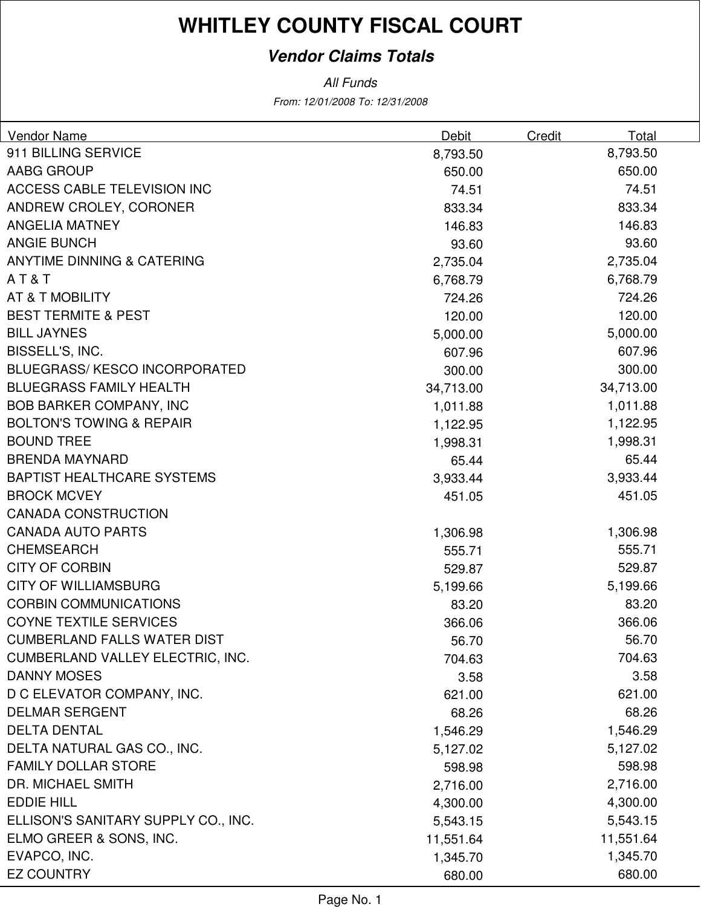# WHITLEY COUNTY FISCAL COURT

## *Vendor Claims Totals*

*All Funds*

*From: 12/01/2008 To: 12/31/2008*

| Vendor Name | Debit | Credit | Total |
|---|---|---|---|
| 911 BILLING SERVICE | 8,793.50 | | 8,793.50 |
| AABG GROUP | 650.00 | | 650.00 |
| ACCESS CABLE TELEVISION INC | 74.51 | | 74.51 |
| ANDREW CROLEY, CORONER | 833.34 | | 833.34 |
| ANGELIA MATNEY | 146.83 | | 146.83 |
| ANGIE BUNCH | 93.60 | | 93.60 |
| ANYTIME DINNING & CATERING | 2,735.04 | | 2,735.04 |
| A T & T | 6,768.79 | | 6,768.79 |
| AT & T MOBILITY | 724.26 | | 724.26 |
| BEST TERMITE & PEST | 120.00 | | 120.00 |
| BILL JAYNES | 5,000.00 | | 5,000.00 |
| BISSELL'S, INC. | 607.96 | | 607.96 |
| BLUEGRASS/ KESCO INCORPORATED | 300.00 | | 300.00 |
| BLUEGRASS FAMILY HEALTH | 34,713.00 | | 34,713.00 |
| BOB BARKER COMPANY, INC | 1,011.88 | | 1,011.88 |
| BOLTON'S TOWING & REPAIR | 1,122.95 | | 1,122.95 |
| BOUND TREE | 1,998.31 | | 1,998.31 |
| BRENDA MAYNARD | 65.44 | | 65.44 |
| BAPTIST HEALTHCARE SYSTEMS | 3,933.44 | | 3,933.44 |
| BROCK MCVEY | 451.05 | | 451.05 |
| CANADA CONSTRUCTION | | | |
| CANADA AUTO PARTS | 1,306.98 | | 1,306.98 |
| CHEMSEARCH | 555.71 | | 555.71 |
| CITY OF CORBIN | 529.87 | | 529.87 |
| CITY OF WILLIAMSBURG | 5,199.66 | | 5,199.66 |
| CORBIN COMMUNICATIONS | 83.20 | | 83.20 |
| COYNE TEXTILE SERVICES | 366.06 | | 366.06 |
| CUMBERLAND FALLS WATER DIST | 56.70 | | 56.70 |
| CUMBERLAND VALLEY ELECTRIC, INC. | 704.63 | | 704.63 |
| DANNY MOSES | 3.58 | | 3.58 |
| D C ELEVATOR COMPANY, INC. | 621.00 | | 621.00 |
| DELMAR SERGENT | 68.26 | | 68.26 |
| DELTA DENTAL | 1,546.29 | | 1,546.29 |
| DELTA NATURAL GAS CO., INC. | 5,127.02 | | 5,127.02 |
| FAMILY DOLLAR STORE | 598.98 | | 598.98 |
| DR. MICHAEL SMITH | 2,716.00 | | 2,716.00 |
| EDDIE HILL | 4,300.00 | | 4,300.00 |
| ELLISON'S SANITARY SUPPLY CO., INC. | 5,543.15 | | 5,543.15 |
| ELMO GREER & SONS, INC. | 11,551.64 | | 11,551.64 |
| EVAPCO, INC. | 1,345.70 | | 1,345.70 |
| EZ COUNTRY | 680.00 | | 680.00 |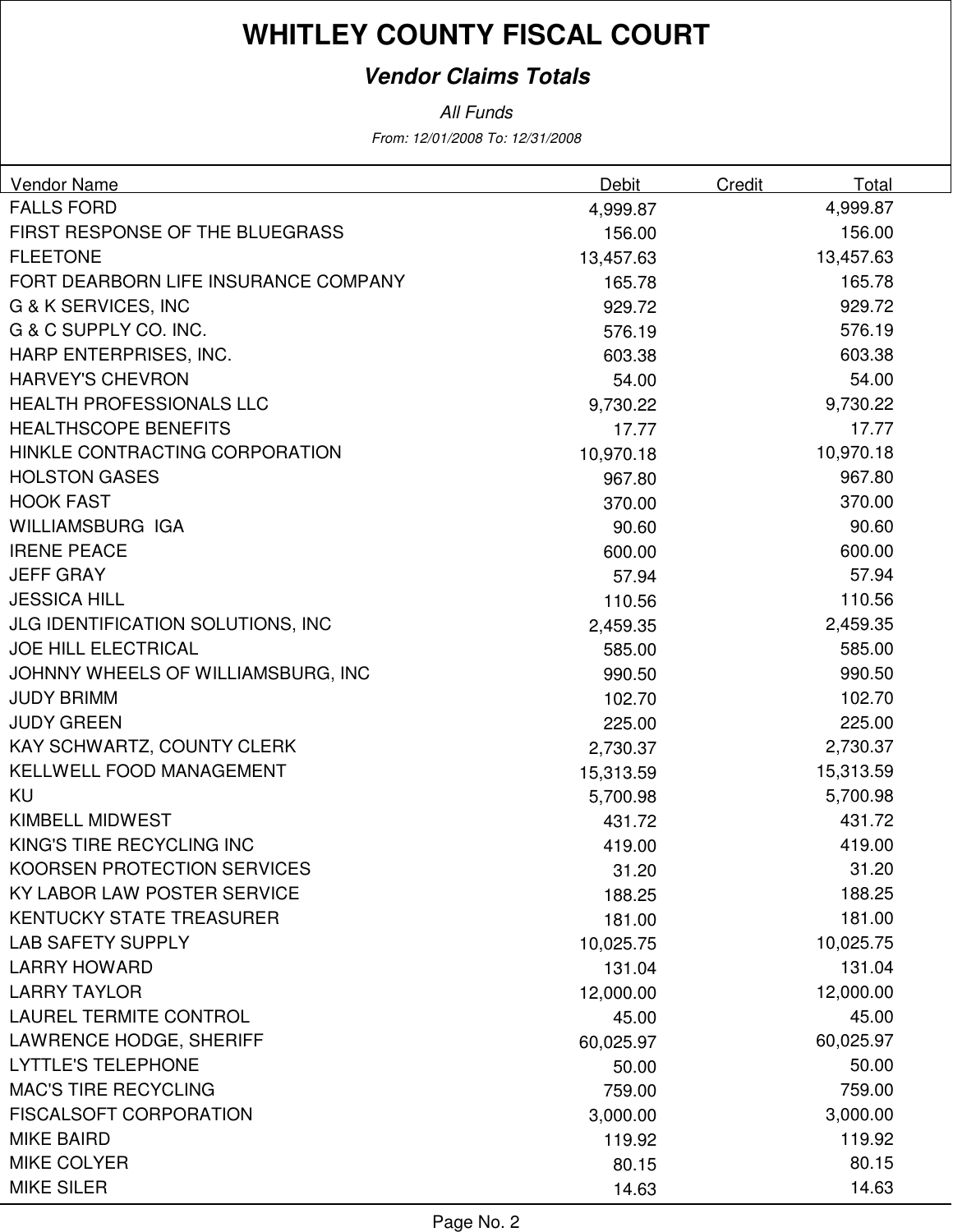# WHITLEY COUNTY FISCAL COURT

***Vendor Claims Totals***

*All Funds*

*From: 12/01/2008 To: 12/31/2008*

| Vendor Name | Debit | Credit | Total |
|---|---|---|---|
| FALLS FORD | 4,999.87 | | 4,999.87 |
| FIRST RESPONSE OF THE BLUEGRASS | 156.00 | | 156.00 |
| FLEETONE | 13,457.63 | | 13,457.63 |
| FORT DEARBORN LIFE INSURANCE COMPANY | 165.78 | | 165.78 |
| G & K SERVICES, INC | 929.72 | | 929.72 |
| G & C SUPPLY CO. INC. | 576.19 | | 576.19 |
| HARP ENTERPRISES, INC. | 603.38 | | 603.38 |
| HARVEY'S CHEVRON | 54.00 | | 54.00 |
| HEALTH PROFESSIONALS LLC | 9,730.22 | | 9,730.22 |
| HEALTHSCOPE BENEFITS | 17.77 | | 17.77 |
| HINKLE CONTRACTING CORPORATION | 10,970.18 | | 10,970.18 |
| HOLSTON GASES | 967.80 | | 967.80 |
| HOOK FAST | 370.00 | | 370.00 |
| WILLIAMSBURG IGA | 90.60 | | 90.60 |
| IRENE PEACE | 600.00 | | 600.00 |
| JEFF GRAY | 57.94 | | 57.94 |
| JESSICA HILL | 110.56 | | 110.56 |
| JLG IDENTIFICATION SOLUTIONS, INC | 2,459.35 | | 2,459.35 |
| JOE HILL ELECTRICAL | 585.00 | | 585.00 |
| JOHNNY WHEELS OF WILLIAMSBURG, INC | 990.50 | | 990.50 |
| JUDY BRIMM | 102.70 | | 102.70 |
| JUDY GREEN | 225.00 | | 225.00 |
| KAY SCHWARTZ, COUNTY CLERK | 2,730.37 | | 2,730.37 |
| KELLWELL FOOD MANAGEMENT | 15,313.59 | | 15,313.59 |
| KU | 5,700.98 | | 5,700.98 |
| KIMBELL MIDWEST | 431.72 | | 431.72 |
| KING'S TIRE RECYCLING INC | 419.00 | | 419.00 |
| KOORSEN PROTECTION SERVICES | 31.20 | | 31.20 |
| KY LABOR LAW POSTER SERVICE | 188.25 | | 188.25 |
| KENTUCKY STATE TREASURER | 181.00 | | 181.00 |
| LAB SAFETY SUPPLY | 10,025.75 | | 10,025.75 |
| LARRY HOWARD | 131.04 | | 131.04 |
| LARRY TAYLOR | 12,000.00 | | 12,000.00 |
| LAUREL TERMITE CONTROL | 45.00 | | 45.00 |
| LAWRENCE HODGE, SHERIFF | 60,025.97 | | 60,025.97 |
| LYTTLE'S TELEPHONE | 50.00 | | 50.00 |
| MAC'S TIRE RECYCLING | 759.00 | | 759.00 |
| FISCALSOFT CORPORATION | 3,000.00 | | 3,000.00 |
| MIKE BAIRD | 119.92 | | 119.92 |
| MIKE COLYER | 80.15 | | 80.15 |
| MIKE SILER | 14.63 | | 14.63 |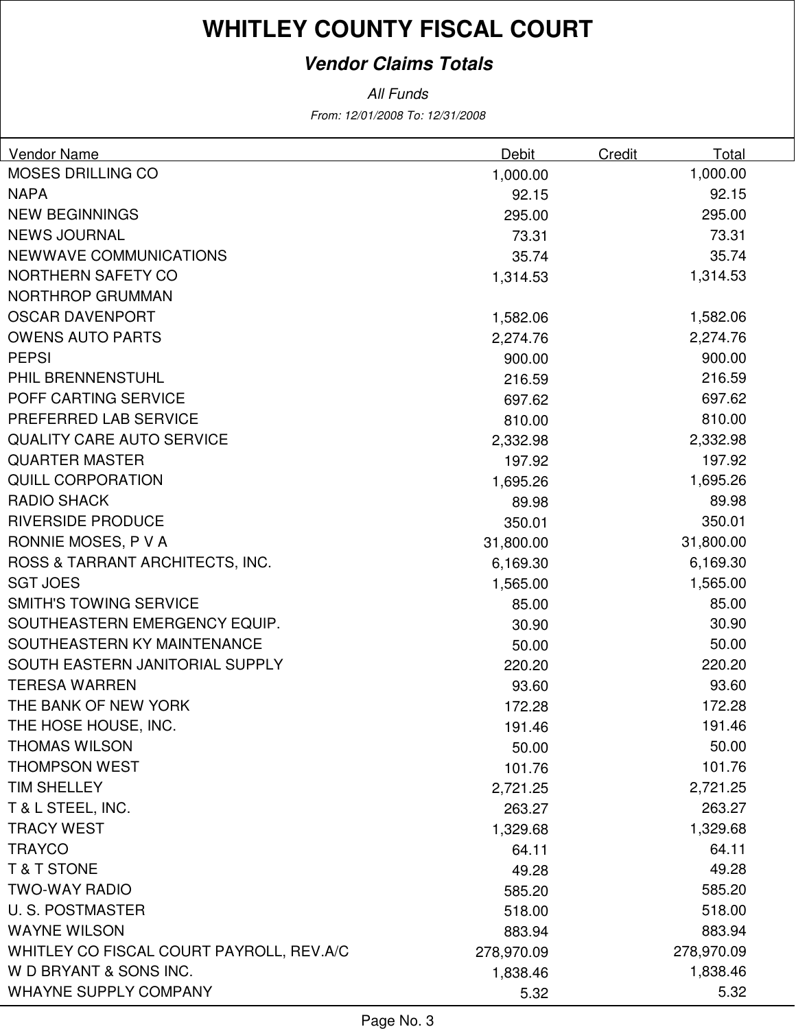# WHITLEY COUNTY FISCAL COURT

## *Vendor Claims Totals*

*All Funds*

*From: 12/01/2008 To: 12/31/2008*

| Vendor Name | Debit | Credit | Total |
|---|---|---|---|
| MOSES DRILLING CO | 1,000.00 | | 1,000.00 |
| NAPA | 92.15 | | 92.15 |
| NEW BEGINNINGS | 295.00 | | 295.00 |
| NEWS JOURNAL | 73.31 | | 73.31 |
| NEWWAVE COMMUNICATIONS | 35.74 | | 35.74 |
| NORTHERN SAFETY CO | 1,314.53 | | 1,314.53 |
| NORTHROP GRUMMAN | | | |
| OSCAR DAVENPORT | 1,582.06 | | 1,582.06 |
| OWENS AUTO PARTS | 2,274.76 | | 2,274.76 |
| PEPSI | 900.00 | | 900.00 |
| PHIL BRENNENSTUHL | 216.59 | | 216.59 |
| POFF CARTING SERVICE | 697.62 | | 697.62 |
| PREFERRED LAB SERVICE | 810.00 | | 810.00 |
| QUALITY CARE AUTO SERVICE | 2,332.98 | | 2,332.98 |
| QUARTER MASTER | 197.92 | | 197.92 |
| QUILL CORPORATION | 1,695.26 | | 1,695.26 |
| RADIO SHACK | 89.98 | | 89.98 |
| RIVERSIDE PRODUCE | 350.01 | | 350.01 |
| RONNIE MOSES, P V A | 31,800.00 | | 31,800.00 |
| ROSS & TARRANT ARCHITECTS, INC. | 6,169.30 | | 6,169.30 |
| SGT JOES | 1,565.00 | | 1,565.00 |
| SMITH'S TOWING SERVICE | 85.00 | | 85.00 |
| SOUTHEASTERN EMERGENCY EQUIP. | 30.90 | | 30.90 |
| SOUTHEASTERN KY MAINTENANCE | 50.00 | | 50.00 |
| SOUTH EASTERN JANITORIAL SUPPLY | 220.20 | | 220.20 |
| TERESA WARREN | 93.60 | | 93.60 |
| THE BANK OF NEW YORK | 172.28 | | 172.28 |
| THE HOSE HOUSE, INC. | 191.46 | | 191.46 |
| THOMAS WILSON | 50.00 | | 50.00 |
| THOMPSON WEST | 101.76 | | 101.76 |
| TIM SHELLEY | 2,721.25 | | 2,721.25 |
| T & L STEEL, INC. | 263.27 | | 263.27 |
| TRACY WEST | 1,329.68 | | 1,329.68 |
| TRAYCO | 64.11 | | 64.11 |
| T & T STONE | 49.28 | | 49.28 |
| TWO-WAY RADIO | 585.20 | | 585.20 |
| U. S. POSTMASTER | 518.00 | | 518.00 |
| WAYNE WILSON | 883.94 | | 883.94 |
| WHITLEY CO FISCAL COURT PAYROLL, REV.A/C | 278,970.09 | | 278,970.09 |
| W D BRYANT & SONS INC. | 1,838.46 | | 1,838.46 |
| WHAYNE SUPPLY COMPANY | 5.32 | | 5.32 |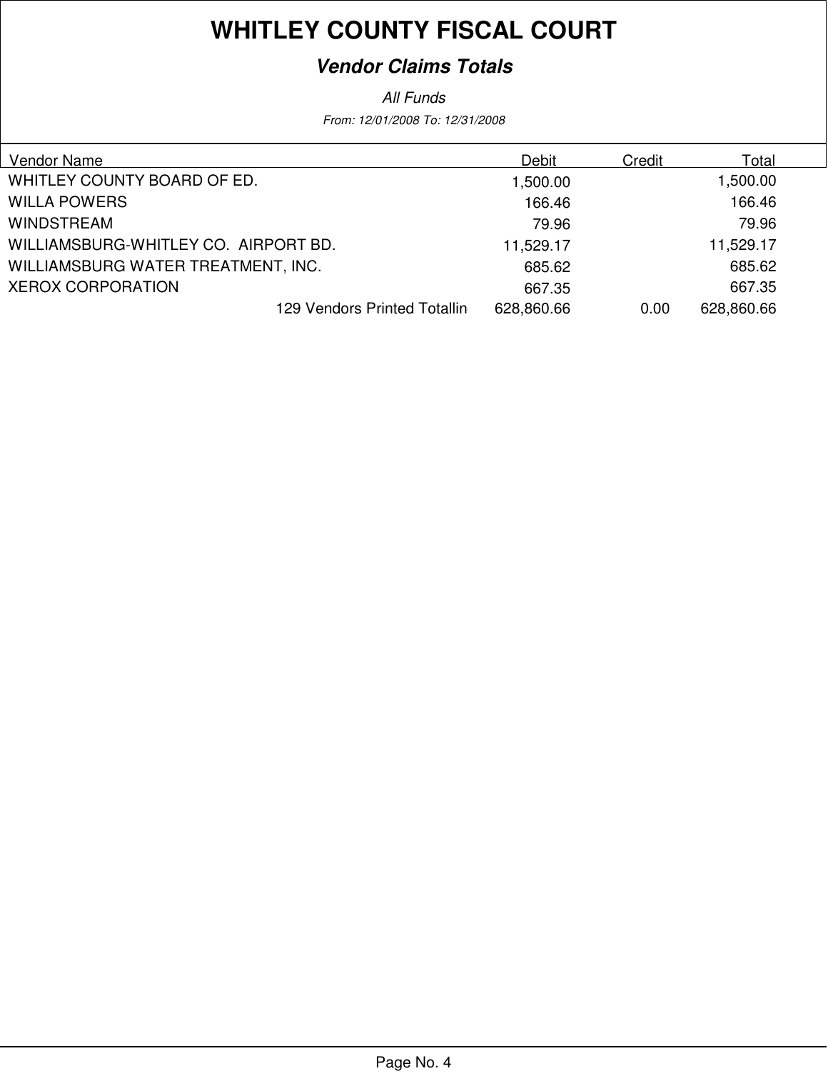# WHITLEY COUNTY FISCAL COURT

***Vendor Claims Totals***

*All Funds*

*From: 12/01/2008 To: 12/31/2008*

| Vendor Name | Debit | Credit | Total |
|---|---|---|---|
| WHITLEY COUNTY BOARD OF ED. | 1,500.00 | | 1,500.00 |
| WILLA POWERS | 166.46 | | 166.46 |
| WINDSTREAM | 79.96 | | 79.96 |
| WILLIAMSBURG-WHITLEY CO. AIRPORT BD. | 11,529.17 | | 11,529.17 |
| WILLIAMSBURG WATER TREATMENT, INC. | 685.62 | | 685.62 |
| XEROX CORPORATION | 667.35 | | 667.35 |
| 129 Vendors Printed Totallin | 628,860.66 | 0.00 | 628,860.66 |